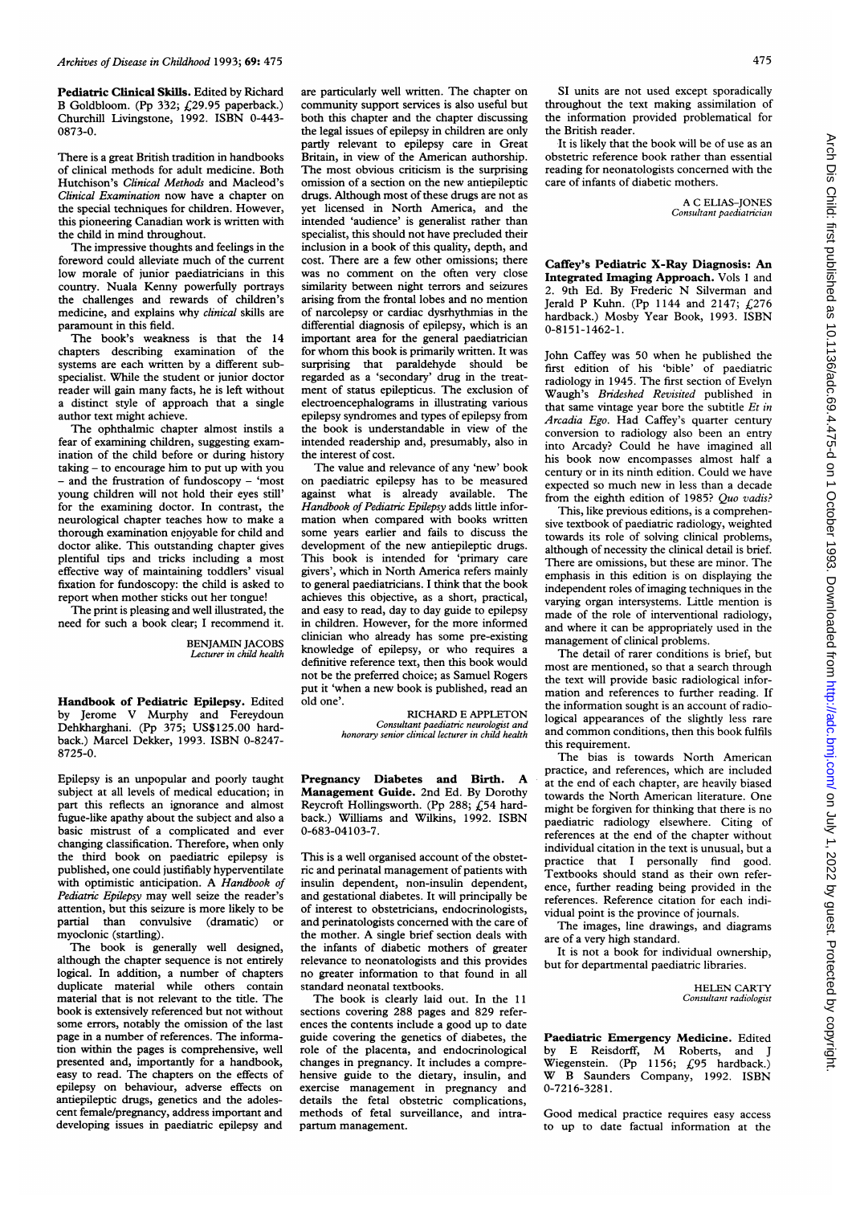Pediatric Clinical Skills. Edited by Richard B Goldbloom. (Pp 332;  $f(29.95)$  paperback.) Churchill Livingstone, 1992. ISBN 0-443- 0873-0.

There is a great British tradition in handbooks of clinical methods for adult medicine. Both Hutchison's Clinical Methods and Macleod's Clinical Examination now have <sup>a</sup> chapter on the special techniques for children. However, this pioneering Canadian work is written with the child in mind throughout.

The impressive thoughts and feelings in the foreword could alleviate much of the current low morale of junior paediatricians in this country. Nuala Kenny powerfully portrays the challenges and rewards of children's medicine, and explains why *clinical* skills are paramount in this field.

The book's weakness is that the 14 chapters describing examination of the systems are each written by a different subspecialist. While the student or junior doctor reader will gain many facts, he is left without a distinct style of approach that a single author text might achieve.

The ophthalmic chapter almost instils <sup>a</sup> fear of examining children, suggesting examination of the child before or during history taking - to encourage him to put up with you - and the frustration of fundoscopy - 'most young children will not hold their eyes still' for the examining doctor. In contrast, the neurological chapter teaches how to make <sup>a</sup> thorough examination enjoyable for child and doctor alike. This outstanding chapter gives plentiful tips and tricks including a most effective way of maintaining toddlers' visual fixation for fundoscopy: the child is asked to report when mother sticks out her tongue!

The print is pleasing and well illustrated, the need for such a book clear; <sup>I</sup> recommend it.

> BENJAMIN JACOBS Lecturer in child health

Handbook of Pediatric Epilepsy. Edited by Jerome V Murphy and Fereydoun Dehkharghani. (Pp 375; US\$125.00 hardback.) Marcel Dekker, 1993. ISBN 0-8247- 8725-0.

Epilepsy is an unpopular and poorly taught subject at all levels of medical education; in part this reflects an ignorance and almost fugue-like apathy about the subject and also a basic mistrust of a complicated and ever changing classification. Therefore, when only the third book on paediatric epilepsy is published, one could justifiably hyperventilate with optimistic anticipation. A Handbook of Pediatric Epilepsy may well seize the reader's attention, but this seizure is more likely to be partial than convulsive (dramatic) or myoclonic (startling).

The book is generally well designed, although the chapter sequence is not entirely logical. In addition, a number of chapters duplicate material while others contain material that is not relevant to the title. The book is extensively referenced but not without some errors, notably the omission of the last page in a number of references. The information within the pages is comprehensive, well presented and, importantly for a handbook, easy to read. The chapters on the effects of epilepsy on behaviour, adverse effects on antiepileptic drugs, genetics and the adolescent female/pregnancy, address important and developing issues in paediatric epilepsy and

are particularly well written. The chapter on community support services is also useful but both this chapter and the chapter discussing the legal issues of epilepsy in children are only partly relevant to epilepsy care in Great Britain, in view of the American authorship. The most obvious criticism is the surprising omission of a section on the new antiepileptic drugs. Although most of these drugs are not as yet licensed in North America, and the intended 'audience' is generalist rather than specialist, this should not have precluded their inclusion in a book of this quality, depth, and cost. There are a few other omissions; there was no comment on the often very close similarity between night terrors and seizures arising from the frontal lobes and no mention of narcolepsy or cardiac dysrhythmias in the differential diagnosis of epilepsy, which is an important area for the general paediatrician for whom this book is primarily written. It was surprising that paraldehyde should be regarded as a 'secondary' drug in the treatment of status epilepticus. The exclusion of electroencephalograms in illustrating various epilepsy syndromes and types of epilepsy from the book is understandable in view of the intended readership and, presumably, also in the interest of cost.

The value and relevance of any 'new' book on paediatric epilepsy has to be measured against what is already available. The Handbook of Pediatric Epilepsy adds little information when compared with books written some years earlier and fails to discuss the development of the new antiepileptic drugs. This book is intended for 'primary care givers', which in North America refers mainly to general paediatricians. <sup>I</sup> think that the book achieves this objective, as a short, practical, and easy to read, day to day guide to epilepsy in children. However, for the more informed clinician who already has some pre-existing knowledge of epilepsy, or who requires a definitive reference text, then this book would not be the preferred choice; as Samuel Rogers put it 'when a new book is published, read an old one'.

> RICHARD E APPLETON Consultant paediatric neurologist and honorary senior clinical lecturer in child health

Pregnancy Diabetes and Birth. A Management Guide. 2nd Ed. By Dorothy Reycroft Hollingsworth. (Pp 288; £54 hardback.) Williams and Wilkins, 1992. ISBN 0-683-04103-7.

This is a well organised account of the obstetric and perinatal management of patients with insulin dependent, non-insulin dependent, and gestational diabetes. It will principally be of interest to obstetricians, endocrinologists, and perinatologists concerned with the care of the mother. A single brief section deals with the infants of diabetic mothers of greater relevance to neonatologists and this provides no greater information to that found in all standard neonatal textbooks.

The book is clearly laid out. In the <sup>11</sup> sections covering 288 pages and 829 references the contents include a good up to date guide covering the genetics of diabetes, the role of the placenta, and endocrinological changes in pregnancy. It includes a comprehensive guide to the dietary, insulin, and exercise management in pregnancy and details the fetal obstetric complications, methods of fetal surveillance, and intrapartum management.

SI units are not used except sporadically throughout the text making assimilation of the information provided problematical for the British reader.

It is likely that the book will be of use as an obstetric reference book rather than essential reading for neonatologists concerned with the care of infants of diabetic mothers.

> A C ELIAS-JONES Consultant paediatrician

Caffey's Pediatric X-Ray Diagnosis: An Integrated Imaging Approach. Vols <sup>1</sup> and 2. 9th Ed. By Frederic N Silverman and Jerald P Kuhn. (Pp 1144 and 2147; £276 hardback.) Mosby Year Book, 1993. ISBN 0-8151-1462-1.

John Caffey was 50 when he published the first edition of his 'bible' of paediatric radiology in 1945. The first section of Evelyn Waugh's Brideshed Revisited published in that same vintage year bore the subtitle Et in Arcadia Ego. Had Caffey's quarter century conversion to radiology also been an entry into Arcady? Could he have imagined all his book now encompasses almost half <sup>a</sup> century or in its ninth edition. Could we have expected so much new in less than <sup>a</sup> decade from the eighth edition of 1985? Quo vadis?

This, like previous editions, is a comprehensive textbook of paediatric radiology, weighted towards its role of solving clinical problems, although of necessity the clinical detail is brief. There are omissions, but these are minor. The emphasis in this edition is on displaying the independent roles of imaging techniques in the varying organ intersystems. Little mention is made of the role of interventional radiology, and where it can be appropriately used in the management of clinical problems.

The detail of rarer conditions is brief, but most are mentioned, so that a search through the text will provide basic radiological information and references to further reading. If the information sought is an account of radiological appearances of the slightly less rare and common conditions, then this book fulfils this requirement.

The bias is towards North American practice, and references, which are included at the end of each chapter, are heavily biased towards the North American literature. One might be forgiven for thinking that there is no paediatric radiology elsewhere. Citing of references at the end of the chapter without individual citation in the text is unusual, but a practice that <sup>I</sup> personally find good. Textbooks should stand as their own reference, further reading being provided in the references. Reference citation for each individual point is the province of journals.

The images, line drawings, and diagrams are of a very high standard.

It is not a book for individual ownership, but for departmental paediatric libraries.

> HELEN CARTY Consultant radiologist

Paediatric Emergency Medicine. Edited by <sup>E</sup> Reisdorff, M Roberts, and <sup>J</sup> Wiegenstein. (Pp 1156;  $f(95)$  hardback.) W <sup>B</sup> Saunders Company, 1992. ISBN 0-7216-3281.

Good medical practice requires easy access to up to date factual information at the